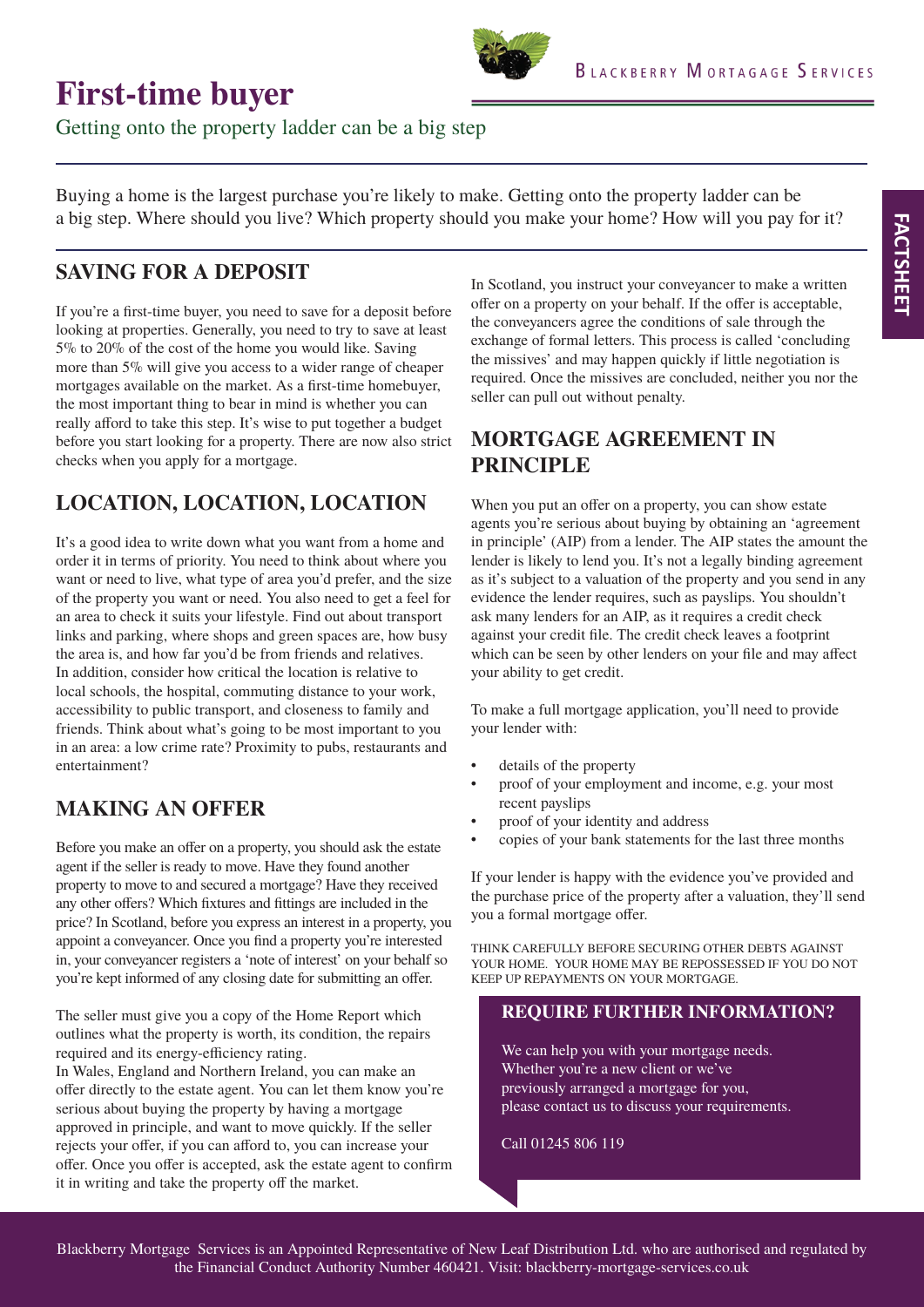BLACKBERRY MORTAGAGE SERVICES

# First-time buyer

Getting onto the property ladder can be a big step

FACTSHEET

Buying a home is the largest purchase you're likely to make. Getting onto the property ladder can be a big step. Where should you live? Which property should you make your home? How will you pay for it?

## SAVING FOR A DEPOSIT

If you're a first-time buyer, you need to save for a deposit before looking at properties. Generally, you need to try to save at least 5% to 20% of the cost of the home you would like. Saving more than 5% will give you access to a wider range of cheaper mortgages available on the market. As a first-time homebuyer, the most important thing to bear in mind is whether you can really afford to take this step. It's wise to put together a budget before you start looking for a property. There are now also strict checks when you apply for a mortgage.

## LOCATION, LOCATION, LOCATION

It's a good idea to write down what you want from a home and order it in terms of priority. You need to think about where you want or need to live, what type of area you'd prefer, and the size of the property you want or need. You also need to get a feel for an area to check it suits your lifestyle. Find out about transport links and parking, where shops and green spaces are, how busy the area is, and how far you'd be from friends and relatives. In addition, consider how critical the location is relative to local schools, the hospital, commuting distance to your work, accessibility to public transport, and closeness to family and friends. Think about what's going to be most important to you in an area: a low crime rate? Proximity to pubs, restaurants and entertainment?

## MAKING AN OFFER

Before you make an offer on a property, you should ask the estate agent if the seller is ready to move. Have they found another property to move to and secured a mortgage? Have they received any other offers? Which fixtures and fittings are included in the price? In Scotland, before you express an interest in a property, you appoint a conveyancer. Once you find a property you're interested in, your conveyancer registers a 'note of interest' on your behalf so you're kept informed of any closing date for submitting an offer.

The seller must give you a copy of the Home Report which outlines what the property is worth, its condition, the repairs required and its energy-efficiency rating.
In Wales, England and Northern Ireland, you can make an offer directly to the estate agent. You can let them know you're serious about buying the property by having a mortgage approved in principle, and want to move quickly. If the seller rejects your offer, if you can afford to, you can increase your offer. Once you offer is accepted, ask the estate agent to confirm it in writing and take the property off the market.

In Scotland, you instruct your conveyancer to make a written offer on a property on your behalf. If the offer is acceptable, the conveyancers agree the conditions of sale through the exchange of formal letters. This process is called 'concluding the missives' and may happen quickly if little negotiation is required. Once the missives are concluded, neither you nor the seller can pull out without penalty.

## MORTGAGE AGREEMENT IN PRINCIPLE

When you put an offer on a property, you can show estate agents you're serious about buying by obtaining an 'agreement in principle' (AIP) from a lender. The AIP states the amount the lender is likely to lend you. It's not a legally binding agreement as it's subject to a valuation of the property and you send in any evidence the lender requires, such as payslips. You shouldn't ask many lenders for an AIP, as it requires a credit check against your credit file. The credit check leaves a footprint which can be seen by other lenders on your file and may affect your ability to get credit.

To make a full mortgage application, you'll need to provide your lender with:

- details of the property
- proof of your employment and income, e.g. your most recent payslips
- proof of your identity and address
- copies of your bank statements for the last three months

If your lender is happy with the evidence you've provided and the purchase price of the property after a valuation, they'll send you a formal mortgage offer.

THINK CAREFULLY BEFORE SECURING OTHER DEBTS AGAINST YOUR HOME. YOUR HOME MAY BE REPOSSESSED IF YOU DO NOT KEEP UP REPAYMENTS ON YOUR MORTGAGE.

### REQUIRE FURTHER INFORMATION?

We can help you with your mortgage needs. Whether you're a new client or we've previously arranged a mortgage for you, please contact us to discuss your requirements.

Call 01245 806 119

Blackberry Mortgage Services is an Appointed Representative of New Leaf Distribution Ltd. who are authorised and regulated by the Financial Conduct Authority Number 460421. Visit: blackberry-mortgage-services.co.uk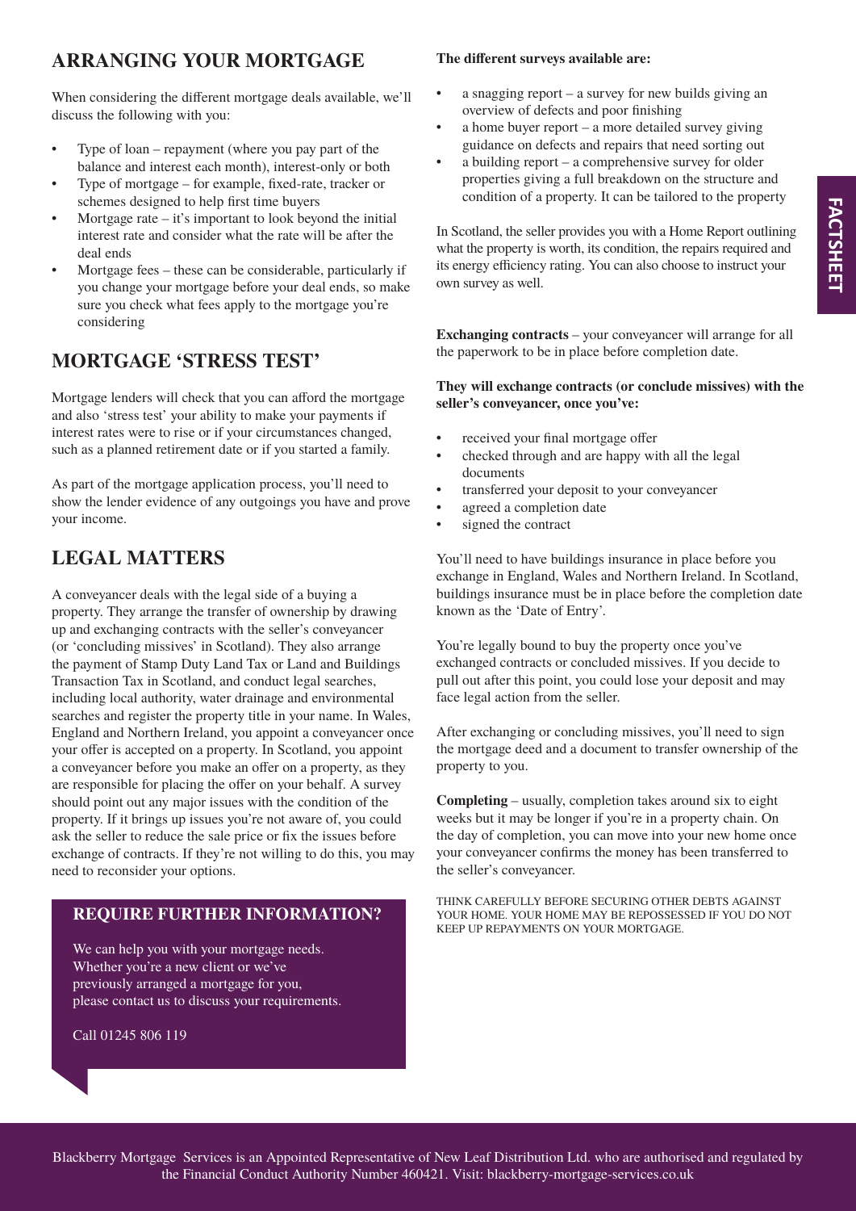## ARRANGING YOUR MORTGAGE

When considering the different mortgage deals available, we'll discuss the following with you:

- Type of loan – repayment (where you pay part of the balance and interest each month), interest-only or both
- Type of mortgage – for example, fixed-rate, tracker or schemes designed to help first time buyers
- Mortgage rate – it's important to look beyond the initial interest rate and consider what the rate will be after the deal ends
- Mortgage fees – these can be considerable, particularly if you change your mortgage before your deal ends, so make sure you check what fees apply to the mortgage you're considering

## MORTGAGE 'STRESS TEST'

Mortgage lenders will check that you can afford the mortgage and also 'stress test' your ability to make your payments if interest rates were to rise or if your circumstances changed, such as a planned retirement date or if you started a family.

As part of the mortgage application process, you'll need to show the lender evidence of any outgoings you have and prove your income.

## LEGAL MATTERS

A conveyancer deals with the legal side of a buying a property. They arrange the transfer of ownership by drawing up and exchanging contracts with the seller's conveyancer (or 'concluding missives' in Scotland). They also arrange the payment of Stamp Duty Land Tax or Land and Buildings Transaction Tax in Scotland, and conduct legal searches, including local authority, water drainage and environmental searches and register the property title in your name. In Wales, England and Northern Ireland, you appoint a conveyancer once your offer is accepted on a property. In Scotland, you appoint a conveyancer before you make an offer on a property, as they are responsible for placing the offer on your behalf. A survey should point out any major issues with the condition of the property. If it brings up issues you're not aware of, you could ask the seller to reduce the sale price or fix the issues before exchange of contracts. If they're not willing to do this, you may need to reconsider your options.

### REQUIRE FURTHER INFORMATION?

We can help you with your mortgage needs. Whether you're a new client or we've previously arranged a mortgage for you, please contact us to discuss your requirements.

Call 01245 806 119

**The different surveys available are:**

- a snagging report – a survey for new builds giving an overview of defects and poor finishing
- a home buyer report – a more detailed survey giving guidance on defects and repairs that need sorting out
- a building report – a comprehensive survey for older properties giving a full breakdown on the structure and condition of a property. It can be tailored to the property

In Scotland, the seller provides you with a Home Report outlining what the property is worth, its condition, the repairs required and its energy efficiency rating. You can also choose to instruct your own survey as well.

**Exchanging contracts** – your conveyancer will arrange for all the paperwork to be in place before completion date.

**They will exchange contracts (or conclude missives) with the seller's conveyancer, once you've:**

- received your final mortgage offer
- checked through and are happy with all the legal documents
- transferred your deposit to your conveyancer
- agreed a completion date
- signed the contract

You'll need to have buildings insurance in place before you exchange in England, Wales and Northern Ireland. In Scotland, buildings insurance must be in place before the completion date known as the 'Date of Entry'.

You're legally bound to buy the property once you've exchanged contracts or concluded missives. If you decide to pull out after this point, you could lose your deposit and may face legal action from the seller.

After exchanging or concluding missives, you'll need to sign the mortgage deed and a document to transfer ownership of the property to you.

**Completing** – usually, completion takes around six to eight weeks but it may be longer if you're in a property chain. On the day of completion, you can move into your new home once your conveyancer confirms the money has been transferred to the seller's conveyancer.

THINK CAREFULLY BEFORE SECURING OTHER DEBTS AGAINST YOUR HOME. YOUR HOME MAY BE REPOSSESSED IF YOU DO NOT KEEP UP REPAYMENTS ON YOUR MORTGAGE.

Blackberry Mortgage Services is an Appointed Representative of New Leaf Distribution Ltd. who are authorised and regulated by the Financial Conduct Authority Number 460421. Visit: blackberry-mortgage-services.co.uk